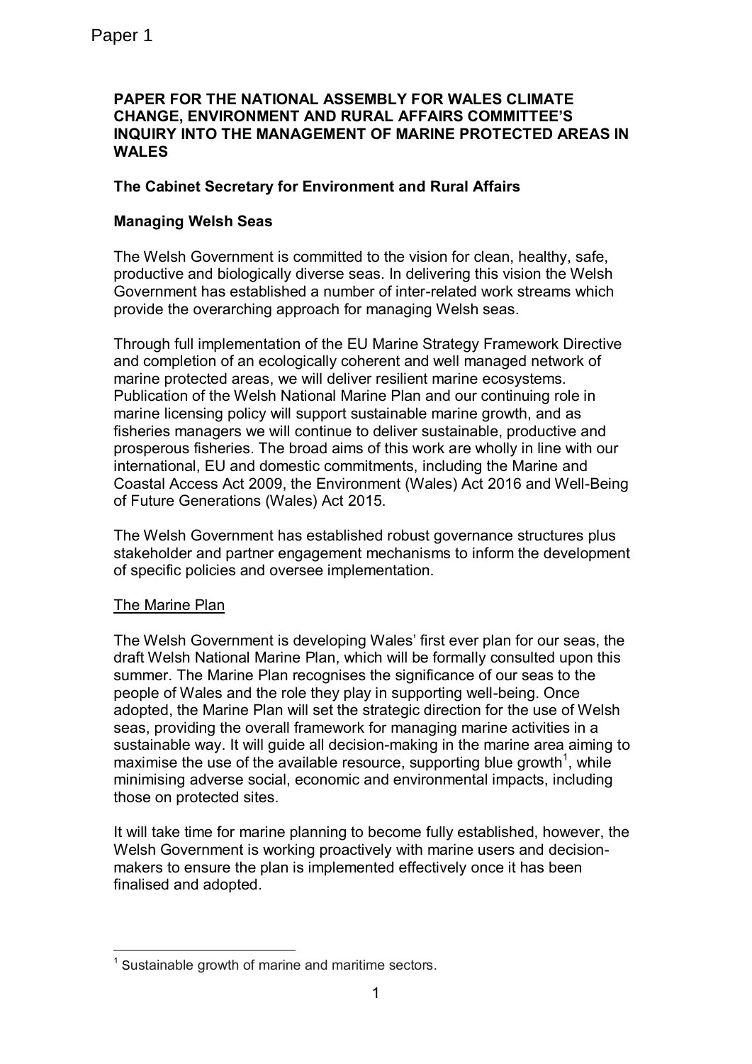Paper 1

**PAPER FOR THE NATIONAL ASSEMBLY FOR WALES CLIMATE CHANGE, ENVIRONMENT AND RURAL AFFAIRS COMMITTEE'S INQUIRY INTO THE MANAGEMENT OF MARINE PROTECTED AREAS IN WALES**

**The Cabinet Secretary for Environment and Rural Affairs**

**Managing Welsh Seas**

The Welsh Government is committed to the vision for clean, healthy, safe, productive and biologically diverse seas. In delivering this vision the Welsh Government has established a number of inter-related work streams which provide the overarching approach for managing Welsh seas.

Through full implementation of the EU Marine Strategy Framework Directive and completion of an ecologically coherent and well managed network of marine protected areas, we will deliver resilient marine ecosystems. Publication of the Welsh National Marine Plan and our continuing role in marine licensing policy will support sustainable marine growth, and as fisheries managers we will continue to deliver sustainable, productive and prosperous fisheries. The broad aims of this work are wholly in line with our international, EU and domestic commitments, including the Marine and Coastal Access Act 2009, the Environment (Wales) Act 2016 and Well-Being of Future Generations (Wales) Act 2015.

The Welsh Government has established robust governance structures plus stakeholder and partner engagement mechanisms to inform the development of specific policies and oversee implementation.

The Marine Plan

The Welsh Government is developing Wales' first ever plan for our seas, the draft Welsh National Marine Plan, which will be formally consulted upon this summer. The Marine Plan recognises the significance of our seas to the people of Wales and the role they play in supporting well-being. Once adopted, the Marine Plan will set the strategic direction for the use of Welsh seas, providing the overall framework for managing marine activities in a sustainable way. It will guide all decision-making in the marine area aiming to maximise the use of the available resource, supporting blue growth[1], while minimising adverse social, economic and environmental impacts, including those on protected sites.

It will take time for marine planning to become fully established, however, the Welsh Government is working proactively with marine users and decision-makers to ensure the plan is implemented effectively once it has been finalised and adopted.

[1] Sustainable growth of marine and maritime sectors.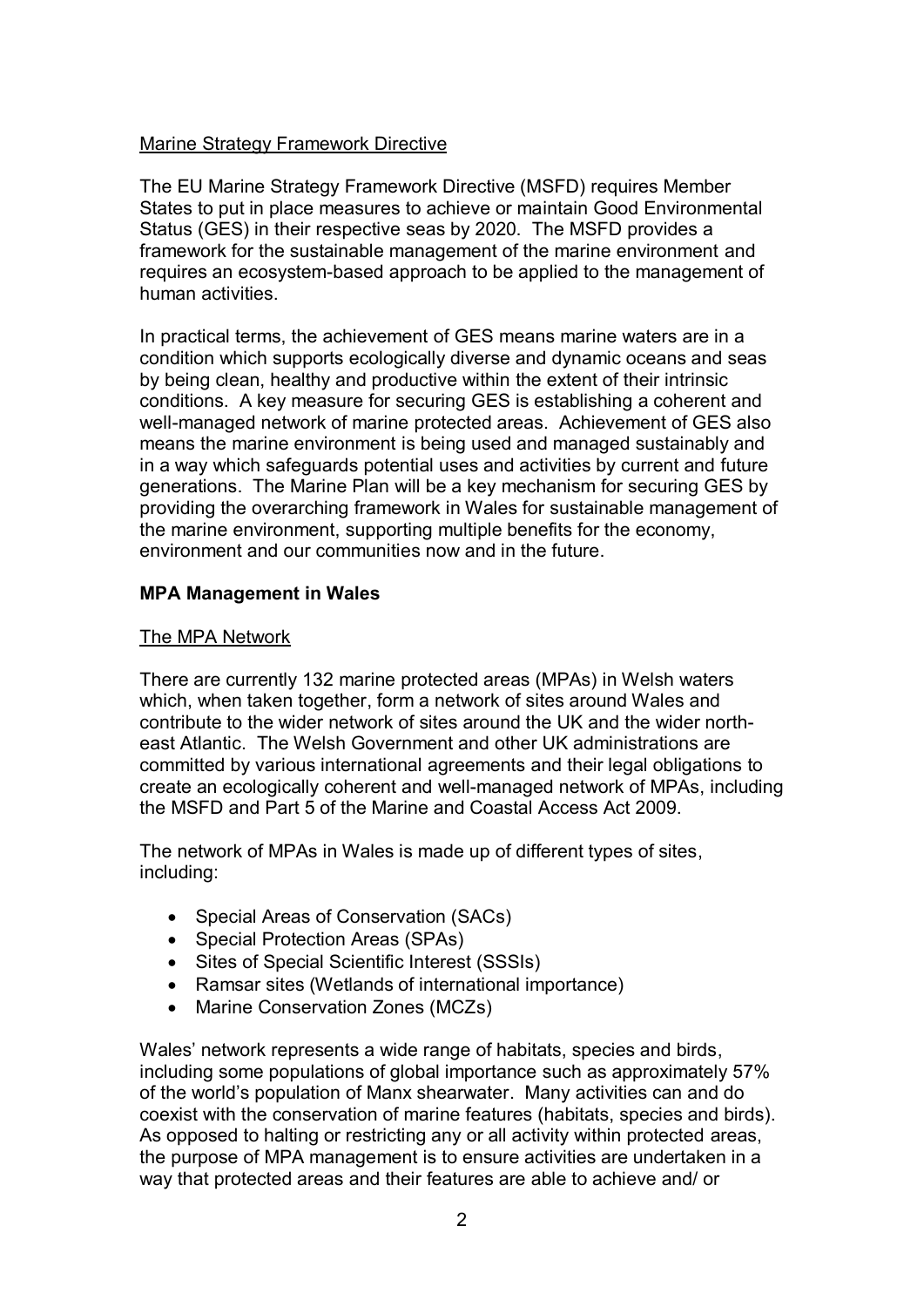Marine Strategy Framework Directive

The EU Marine Strategy Framework Directive (MSFD) requires Member States to put in place measures to achieve or maintain Good Environmental Status (GES) in their respective seas by 2020. The MSFD provides a framework for the sustainable management of the marine environment and requires an ecosystem-based approach to be applied to the management of human activities.

In practical terms, the achievement of GES means marine waters are in a condition which supports ecologically diverse and dynamic oceans and seas by being clean, healthy and productive within the extent of their intrinsic conditions. A key measure for securing GES is establishing a coherent and well-managed network of marine protected areas. Achievement of GES also means the marine environment is being used and managed sustainably and in a way which safeguards potential uses and activities by current and future generations. The Marine Plan will be a key mechanism for securing GES by providing the overarching framework in Wales for sustainable management of the marine environment, supporting multiple benefits for the economy, environment and our communities now and in the future.

## MPA Management in Wales

The MPA Network

There are currently 132 marine protected areas (MPAs) in Welsh waters which, when taken together, form a network of sites around Wales and contribute to the wider network of sites around the UK and the wider north-east Atlantic. The Welsh Government and other UK administrations are committed by various international agreements and their legal obligations to create an ecologically coherent and well-managed network of MPAs, including the MSFD and Part 5 of the Marine and Coastal Access Act 2009.

The network of MPAs in Wales is made up of different types of sites, including:

- Special Areas of Conservation (SACs)
- Special Protection Areas (SPAs)
- Sites of Special Scientific Interest (SSSIs)
- Ramsar sites (Wetlands of international importance)
- Marine Conservation Zones (MCZs)

Wales' network represents a wide range of habitats, species and birds, including some populations of global importance such as approximately 57% of the world's population of Manx shearwater. Many activities can and do coexist with the conservation of marine features (habitats, species and birds). As opposed to halting or restricting any or all activity within protected areas, the purpose of MPA management is to ensure activities are undertaken in a way that protected areas and their features are able to achieve and/ or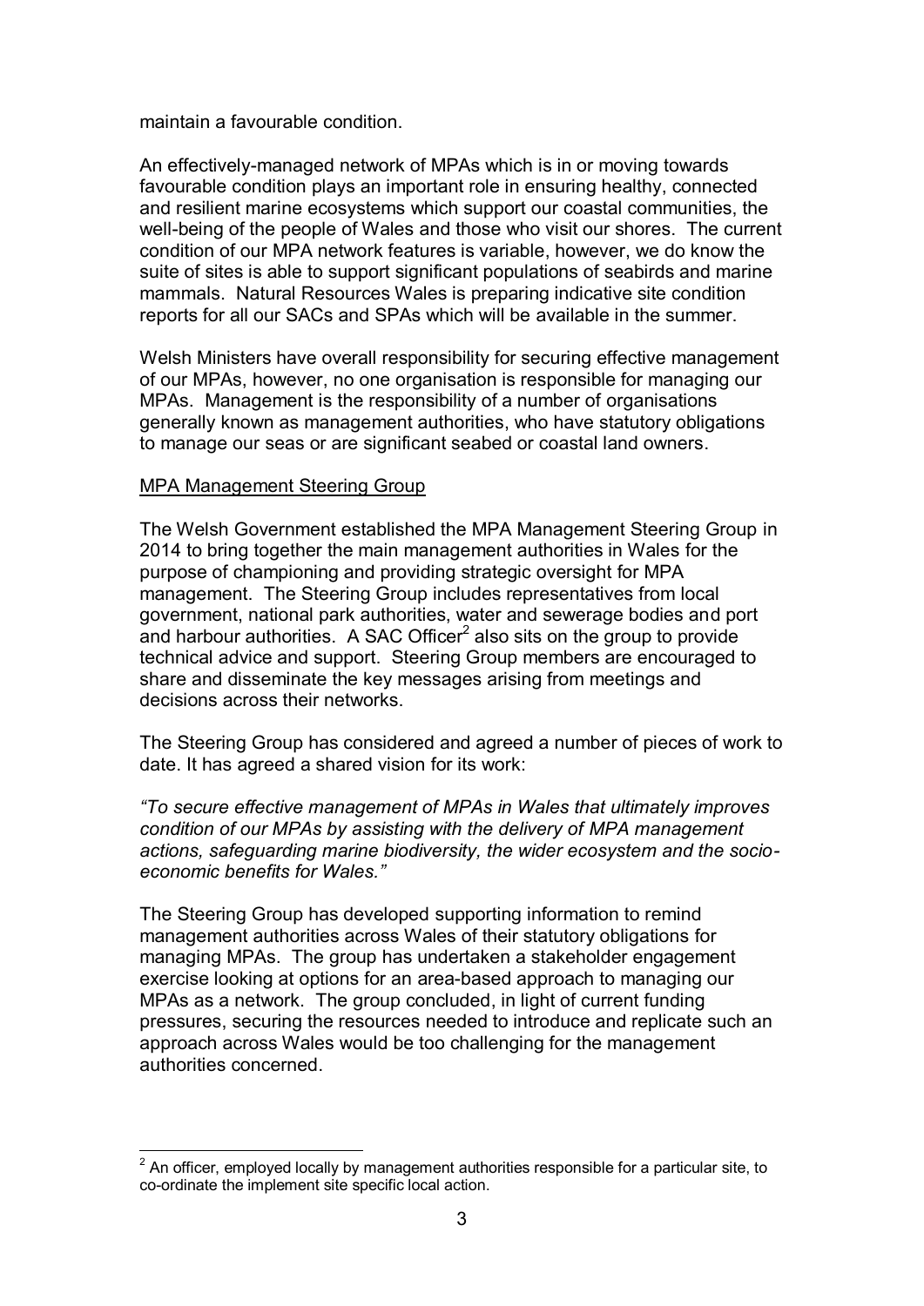maintain a favourable condition.

An effectively-managed network of MPAs which is in or moving towards favourable condition plays an important role in ensuring healthy, connected and resilient marine ecosystems which support our coastal communities, the well-being of the people of Wales and those who visit our shores. The current condition of our MPA network features is variable, however, we do know the suite of sites is able to support significant populations of seabirds and marine mammals. Natural Resources Wales is preparing indicative site condition reports for all our SACs and SPAs which will be available in the summer.

Welsh Ministers have overall responsibility for securing effective management of our MPAs, however, no one organisation is responsible for managing our MPAs. Management is the responsibility of a number of organisations generally known as management authorities, who have statutory obligations to manage our seas or are significant seabed or coastal land owners.

<u>MPA Management Steering Group</u>

The Welsh Government established the MPA Management Steering Group in 2014 to bring together the main management authorities in Wales for the purpose of championing and providing strategic oversight for MPA management. The Steering Group includes representatives from local government, national park authorities, water and sewerage bodies and port and harbour authorities. A SAC Officer[2] also sits on the group to provide technical advice and support. Steering Group members are encouraged to share and disseminate the key messages arising from meetings and decisions across their networks.

The Steering Group has considered and agreed a number of pieces of work to date. It has agreed a shared vision for its work:

*"To secure effective management of MPAs in Wales that ultimately improves condition of our MPAs by assisting with the delivery of MPA management actions, safeguarding marine biodiversity, the wider ecosystem and the socio-economic benefits for Wales."*

The Steering Group has developed supporting information to remind management authorities across Wales of their statutory obligations for managing MPAs. The group has undertaken a stakeholder engagement exercise looking at options for an area-based approach to managing our MPAs as a network. The group concluded, in light of current funding pressures, securing the resources needed to introduce and replicate such an approach across Wales would be too challenging for the management authorities concerned.

---

[2] An officer, employed locally by management authorities responsible for a particular site, to co-ordinate the implement site specific local action.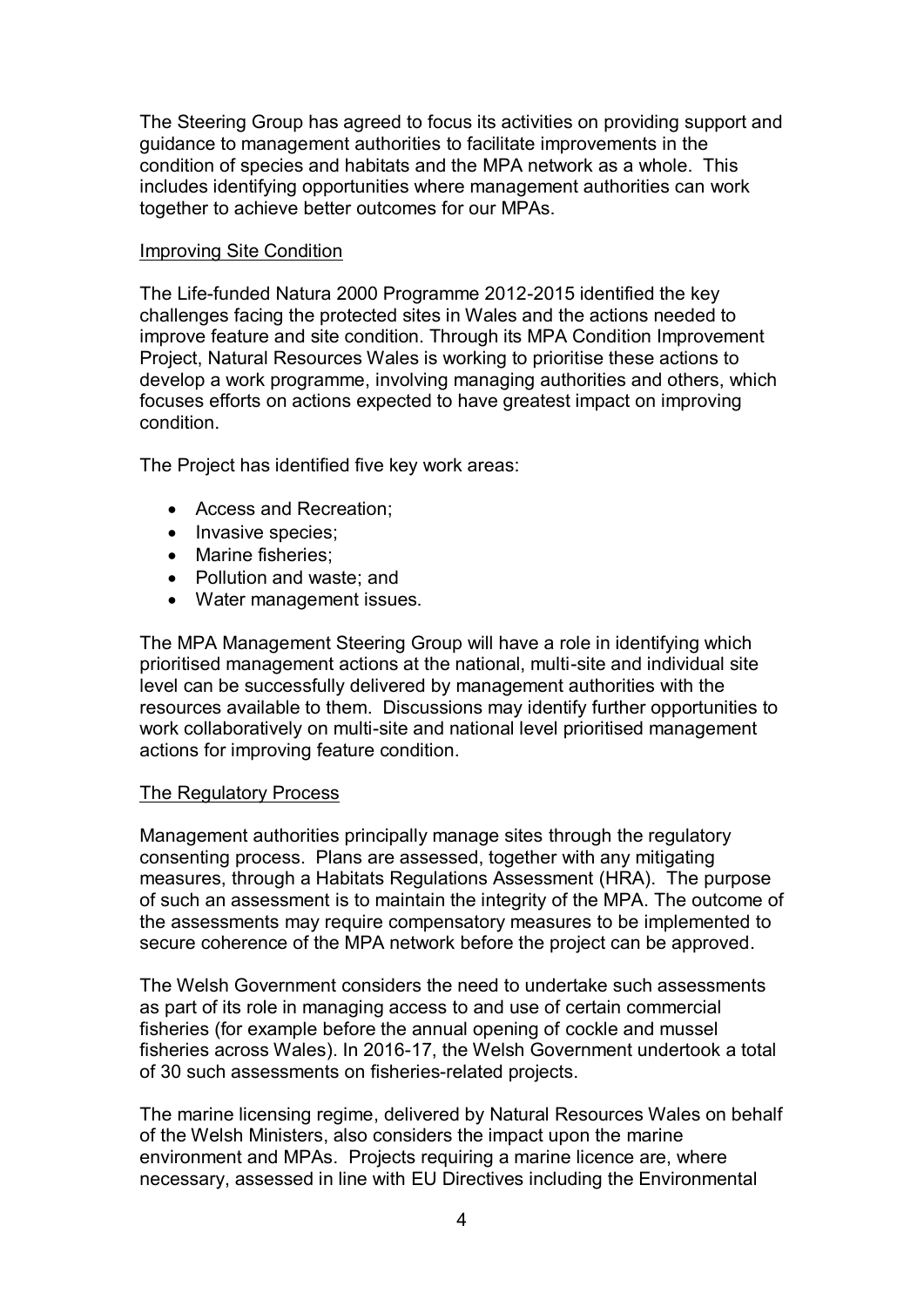The Steering Group has agreed to focus its activities on providing support and guidance to management authorities to facilitate improvements in the condition of species and habitats and the MPA network as a whole. This includes identifying opportunities where management authorities can work together to achieve better outcomes for our MPAs.

## Improving Site Condition

The Life-funded Natura 2000 Programme 2012-2015 identified the key challenges facing the protected sites in Wales and the actions needed to improve feature and site condition. Through its MPA Condition Improvement Project, Natural Resources Wales is working to prioritise these actions to develop a work programme, involving managing authorities and others, which focuses efforts on actions expected to have greatest impact on improving condition.

The Project has identified five key work areas:

- Access and Recreation;
- Invasive species;
- Marine fisheries;
- Pollution and waste; and
- Water management issues.

The MPA Management Steering Group will have a role in identifying which prioritised management actions at the national, multi-site and individual site level can be successfully delivered by management authorities with the resources available to them. Discussions may identify further opportunities to work collaboratively on multi-site and national level prioritised management actions for improving feature condition.

## The Regulatory Process

Management authorities principally manage sites through the regulatory consenting process. Plans are assessed, together with any mitigating measures, through a Habitats Regulations Assessment (HRA). The purpose of such an assessment is to maintain the integrity of the MPA. The outcome of the assessments may require compensatory measures to be implemented to secure coherence of the MPA network before the project can be approved.

The Welsh Government considers the need to undertake such assessments as part of its role in managing access to and use of certain commercial fisheries (for example before the annual opening of cockle and mussel fisheries across Wales). In 2016-17, the Welsh Government undertook a total of 30 such assessments on fisheries-related projects.

The marine licensing regime, delivered by Natural Resources Wales on behalf of the Welsh Ministers, also considers the impact upon the marine environment and MPAs. Projects requiring a marine licence are, where necessary, assessed in line with EU Directives including the Environmental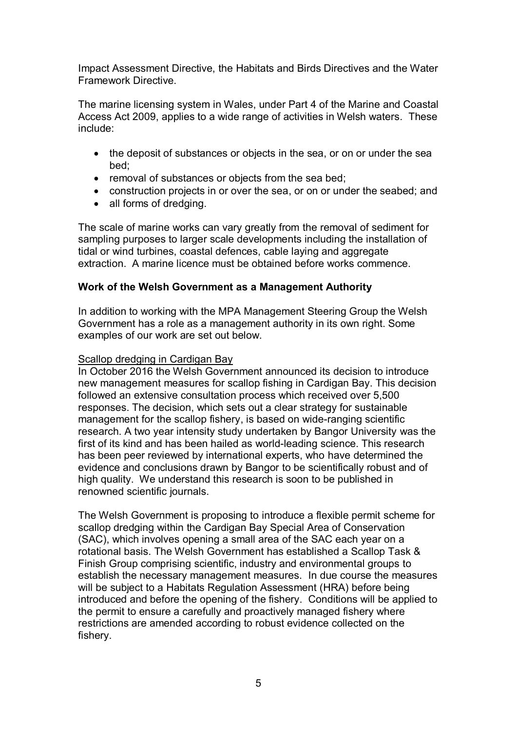Impact Assessment Directive, the Habitats and Birds Directives and the Water Framework Directive.

The marine licensing system in Wales, under Part 4 of the Marine and Coastal Access Act 2009, applies to a wide range of activities in Welsh waters. These include:

- the deposit of substances or objects in the sea, or on or under the sea bed;
- removal of substances or objects from the sea bed;
- construction projects in or over the sea, or on or under the seabed; and
- all forms of dredging.

The scale of marine works can vary greatly from the removal of sediment for sampling purposes to larger scale developments including the installation of tidal or wind turbines, coastal defences, cable laying and aggregate extraction. A marine licence must be obtained before works commence.

**Work of the Welsh Government as a Management Authority**

In addition to working with the MPA Management Steering Group the Welsh Government has a role as a management authority in its own right. Some examples of our work are set out below.

<u>Scallop dredging in Cardigan Bay</u>

In October 2016 the Welsh Government announced its decision to introduce new management measures for scallop fishing in Cardigan Bay. This decision followed an extensive consultation process which received over 5,500 responses. The decision, which sets out a clear strategy for sustainable management for the scallop fishery, is based on wide-ranging scientific research. A two year intensity study undertaken by Bangor University was the first of its kind and has been hailed as world-leading science. This research has been peer reviewed by international experts, who have determined the evidence and conclusions drawn by Bangor to be scientifically robust and of high quality. We understand this research is soon to be published in renowned scientific journals.

The Welsh Government is proposing to introduce a flexible permit scheme for scallop dredging within the Cardigan Bay Special Area of Conservation (SAC), which involves opening a small area of the SAC each year on a rotational basis. The Welsh Government has established a Scallop Task & Finish Group comprising scientific, industry and environmental groups to establish the necessary management measures. In due course the measures will be subject to a Habitats Regulation Assessment (HRA) before being introduced and before the opening of the fishery. Conditions will be applied to the permit to ensure a carefully and proactively managed fishery where restrictions are amended according to robust evidence collected on the fishery.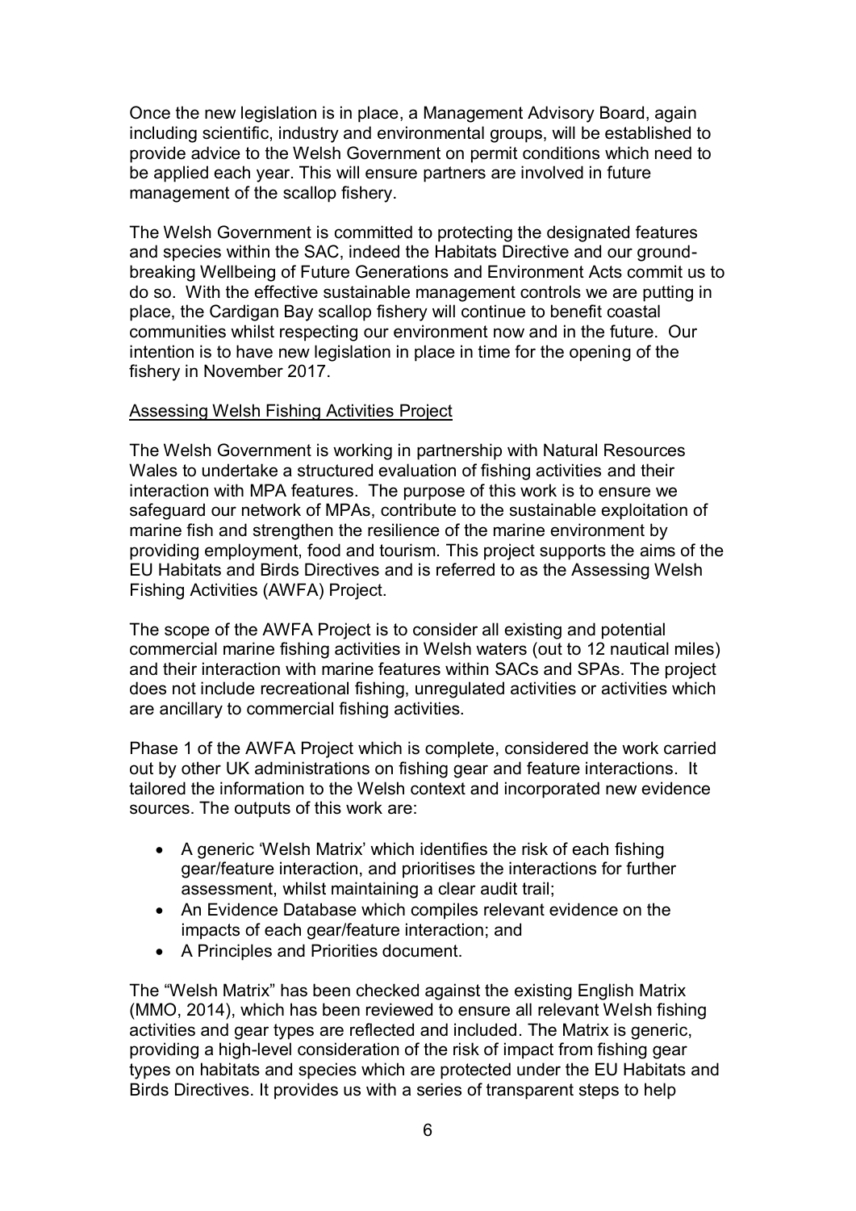Once the new legislation is in place, a Management Advisory Board, again including scientific, industry and environmental groups, will be established to provide advice to the Welsh Government on permit conditions which need to be applied each year. This will ensure partners are involved in future management of the scallop fishery.

The Welsh Government is committed to protecting the designated features and species within the SAC, indeed the Habitats Directive and our ground-breaking Wellbeing of Future Generations and Environment Acts commit us to do so. With the effective sustainable management controls we are putting in place, the Cardigan Bay scallop fishery will continue to benefit coastal communities whilst respecting our environment now and in the future. Our intention is to have new legislation in place in time for the opening of the fishery in November 2017.

<u>Assessing Welsh Fishing Activities Project</u>

The Welsh Government is working in partnership with Natural Resources Wales to undertake a structured evaluation of fishing activities and their interaction with MPA features. The purpose of this work is to ensure we safeguard our network of MPAs, contribute to the sustainable exploitation of marine fish and strengthen the resilience of the marine environment by providing employment, food and tourism. This project supports the aims of the EU Habitats and Birds Directives and is referred to as the Assessing Welsh Fishing Activities (AWFA) Project.

The scope of the AWFA Project is to consider all existing and potential commercial marine fishing activities in Welsh waters (out to 12 nautical miles) and their interaction with marine features within SACs and SPAs. The project does not include recreational fishing, unregulated activities or activities which are ancillary to commercial fishing activities.

Phase 1 of the AWFA Project which is complete, considered the work carried out by other UK administrations on fishing gear and feature interactions. It tailored the information to the Welsh context and incorporated new evidence sources. The outputs of this work are:

- A generic 'Welsh Matrix' which identifies the risk of each fishing gear/feature interaction, and prioritises the interactions for further assessment, whilst maintaining a clear audit trail;
- An Evidence Database which compiles relevant evidence on the impacts of each gear/feature interaction; and
- A Principles and Priorities document.

The "Welsh Matrix" has been checked against the existing English Matrix (MMO, 2014), which has been reviewed to ensure all relevant Welsh fishing activities and gear types are reflected and included. The Matrix is generic, providing a high-level consideration of the risk of impact from fishing gear types on habitats and species which are protected under the EU Habitats and Birds Directives. It provides us with a series of transparent steps to help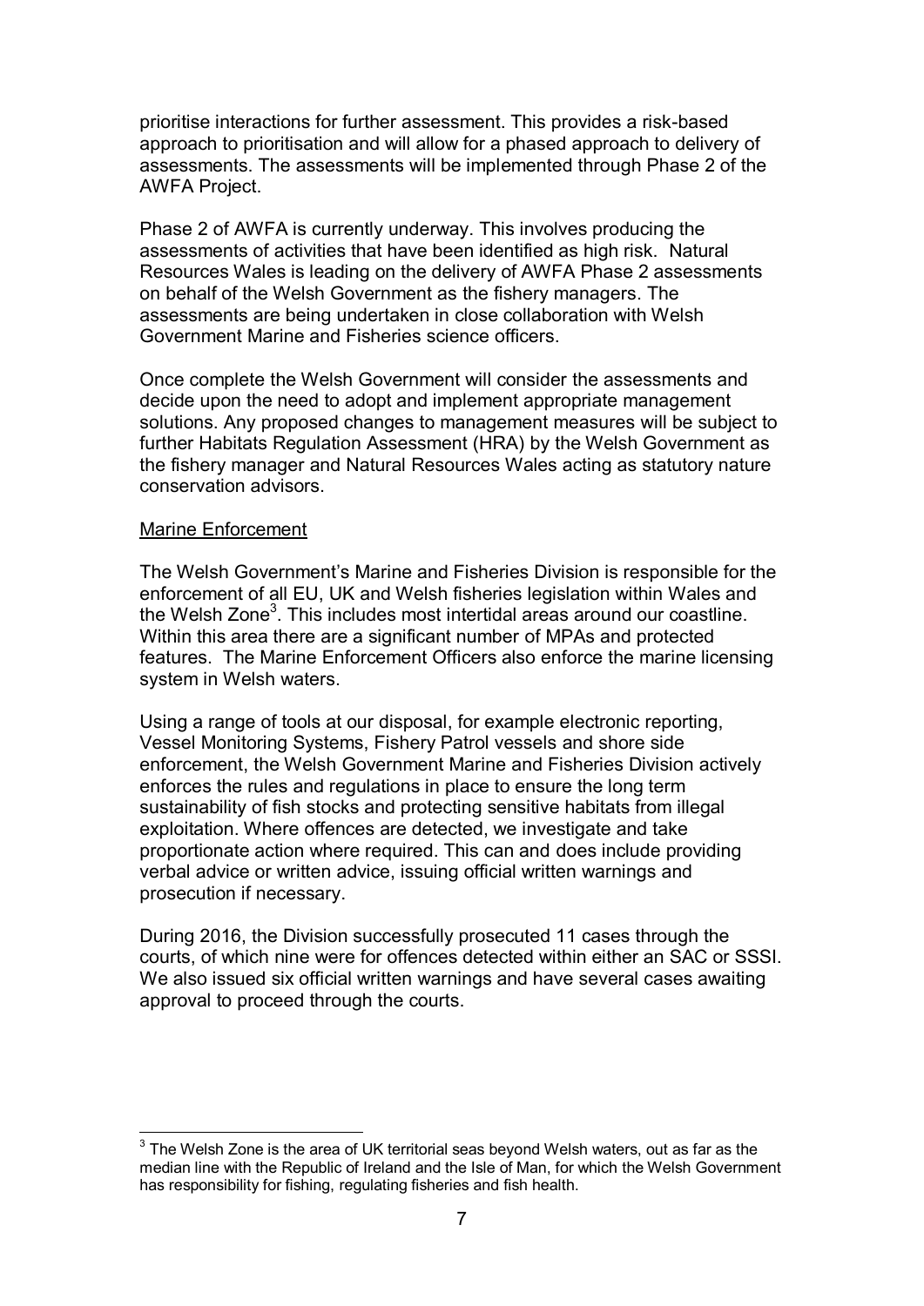prioritise interactions for further assessment. This provides a risk-based approach to prioritisation and will allow for a phased approach to delivery of assessments. The assessments will be implemented through Phase 2 of the AWFA Project.

Phase 2 of AWFA is currently underway. This involves producing the assessments of activities that have been identified as high risk. Natural Resources Wales is leading on the delivery of AWFA Phase 2 assessments on behalf of the Welsh Government as the fishery managers. The assessments are being undertaken in close collaboration with Welsh Government Marine and Fisheries science officers.

Once complete the Welsh Government will consider the assessments and decide upon the need to adopt and implement appropriate management solutions. Any proposed changes to management measures will be subject to further Habitats Regulation Assessment (HRA) by the Welsh Government as the fishery manager and Natural Resources Wales acting as statutory nature conservation advisors.

Marine Enforcement

The Welsh Government's Marine and Fisheries Division is responsible for the enforcement of all EU, UK and Welsh fisheries legislation within Wales and the Welsh Zone[3]. This includes most intertidal areas around our coastline. Within this area there are a significant number of MPAs and protected features. The Marine Enforcement Officers also enforce the marine licensing system in Welsh waters.

Using a range of tools at our disposal, for example electronic reporting, Vessel Monitoring Systems, Fishery Patrol vessels and shore side enforcement, the Welsh Government Marine and Fisheries Division actively enforces the rules and regulations in place to ensure the long term sustainability of fish stocks and protecting sensitive habitats from illegal exploitation. Where offences are detected, we investigate and take proportionate action where required. This can and does include providing verbal advice or written advice, issuing official written warnings and prosecution if necessary.

During 2016, the Division successfully prosecuted 11 cases through the courts, of which nine were for offences detected within either an SAC or SSSI. We also issued six official written warnings and have several cases awaiting approval to proceed through the courts.

[3] The Welsh Zone is the area of UK territorial seas beyond Welsh waters, out as far as the median line with the Republic of Ireland and the Isle of Man, for which the Welsh Government has responsibility for fishing, regulating fisheries and fish health.